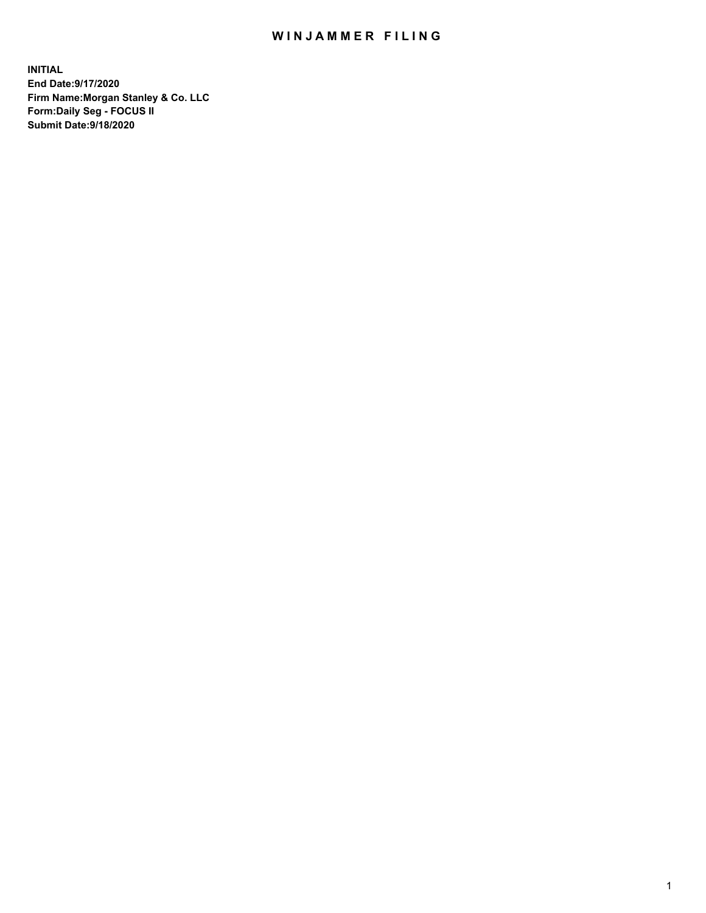# WINJAMMER FILING

**INITIAL**
**End Date:9/17/2020**
**Firm Name:Morgan Stanley & Co. LLC**
**Form:Daily Seg - FOCUS II**
**Submit Date:9/18/2020**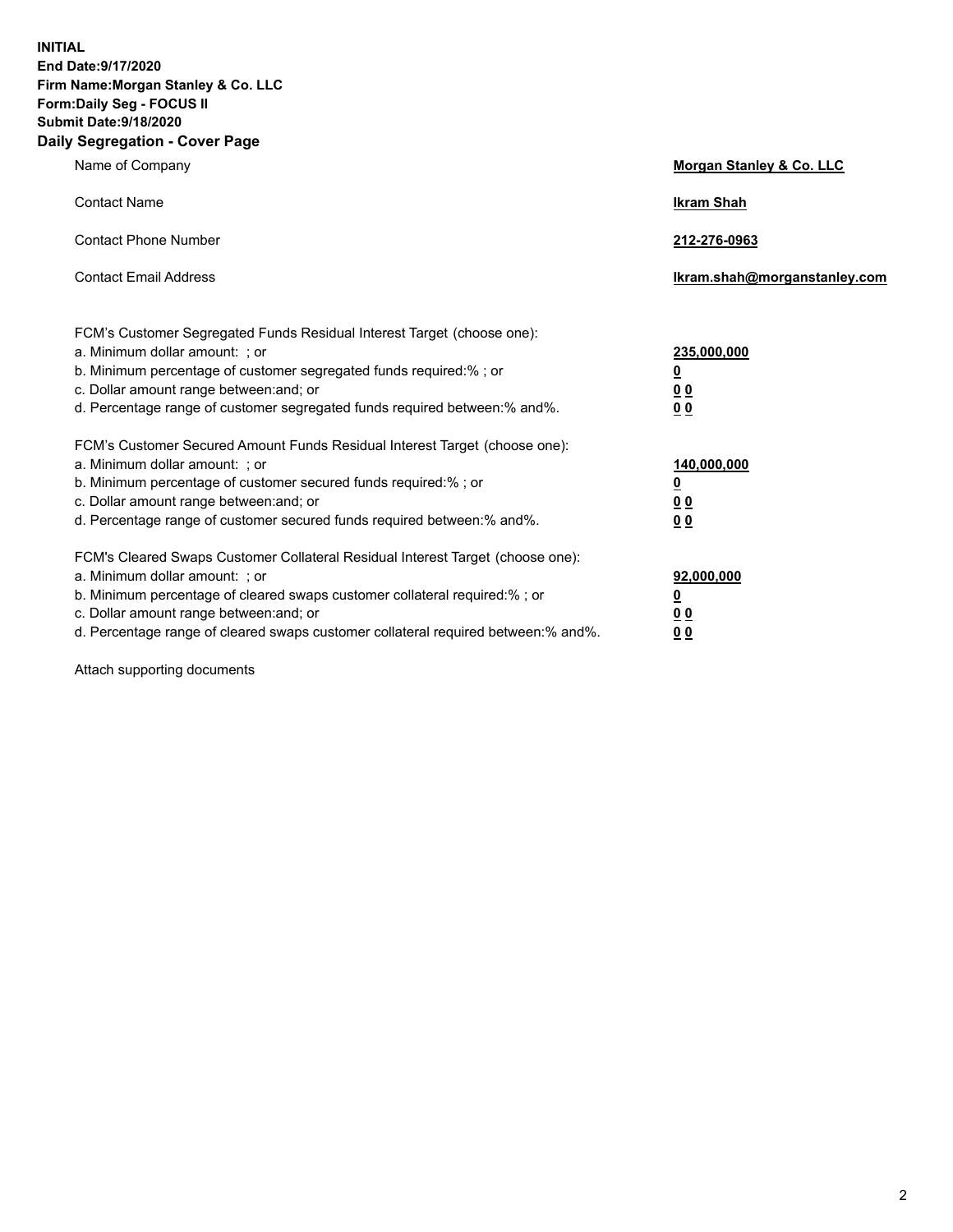**INITIAL**
**End Date:9/17/2020**
**Firm Name:Morgan Stanley & Co. LLC**
**Form:Daily Seg - FOCUS II**
**Submit Date:9/18/2020**

## Daily Segregation - Cover Page

| | |
|---|---|
| Name of Company | **Morgan Stanley & Co. LLC** |
| Contact Name | **Ikram Shah** |
| Contact Phone Number | **212-276-0963** |
| Contact Email Address | **Ikram.shah@morganstanley.com** |

| | |
|---|---|
| FCM's Customer Segregated Funds Residual Interest Target (choose one): | |
| a. Minimum dollar amount: ; or | **235,000,000** |
| b. Minimum percentage of customer segregated funds required:% ; or | **0** |
| c. Dollar amount range between:and; or | **0 0** |
| d. Percentage range of customer segregated funds required between:% and%. | **0 0** |
| FCM's Customer Secured Amount Funds Residual Interest Target (choose one): | |
| a. Minimum dollar amount: ; or | **140,000,000** |
| b. Minimum percentage of customer secured funds required:% ; or | **0** |
| c. Dollar amount range between:and; or | **0 0** |
| d. Percentage range of customer secured funds required between:% and%. | **0 0** |
| FCM's Cleared Swaps Customer Collateral Residual Interest Target (choose one): | |
| a. Minimum dollar amount: ; or | **92,000,000** |
| b. Minimum percentage of cleared swaps customer collateral required:% ; or | **0** |
| c. Dollar amount range between:and; or | **0 0** |
| d. Percentage range of cleared swaps customer collateral required between:% and%. | **0 0** |

Attach supporting documents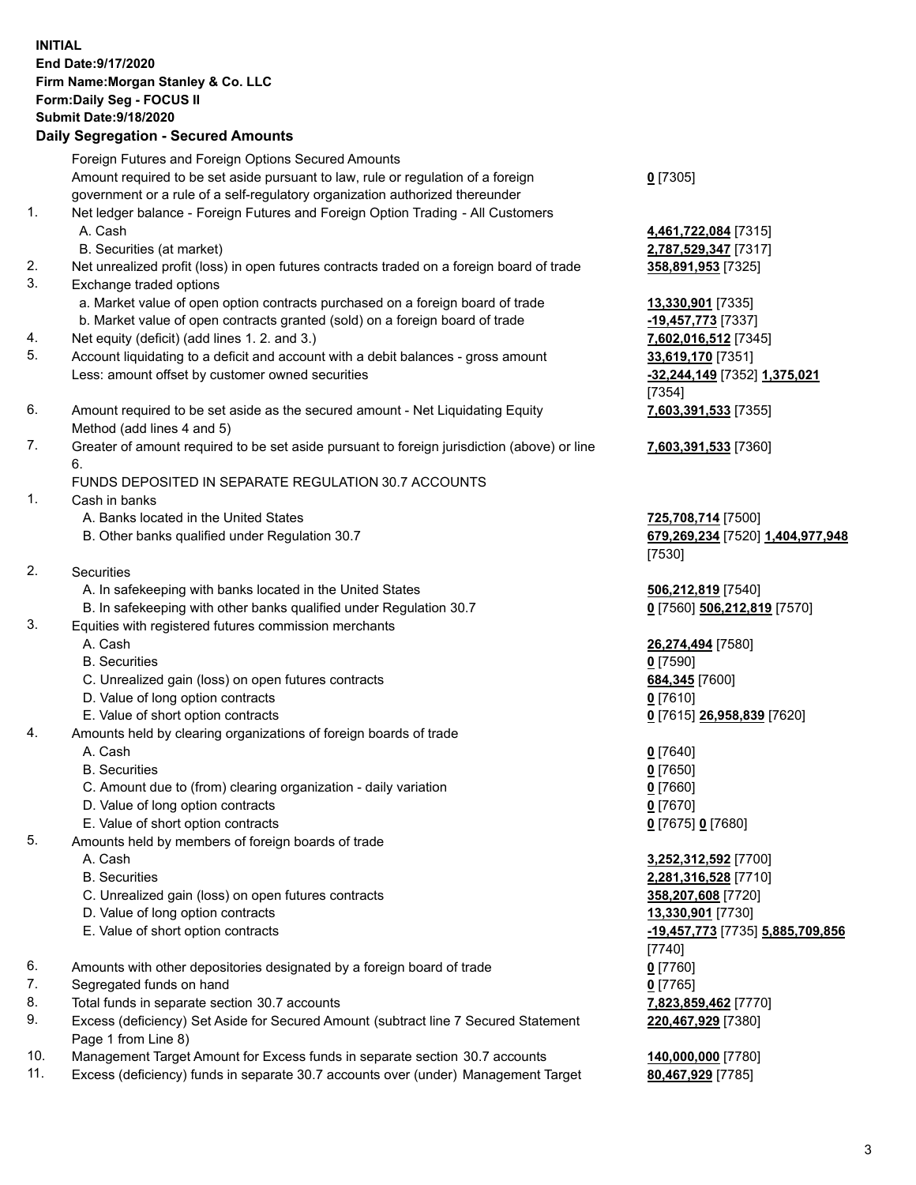**INITIAL**
**End Date:9/17/2020**
**Firm Name:Morgan Stanley & Co. LLC**
**Form:Daily Seg - FOCUS II**
**Submit Date:9/18/2020**

## Daily Segregation - Secured Amounts

| | | |
|---|---|---|
| | Foreign Futures and Foreign Options Secured Amounts | |
| | Amount required to be set aside pursuant to law, rule or regulation of a foreign government or a rule of a self-regulatory organization authorized thereunder | **0** [7305] |
| 1. | Net ledger balance - Foreign Futures and Foreign Option Trading - All Customers | |
| | A. Cash | **4,461,722,084** [7315] |
| | B. Securities (at market) | **2,787,529,347** [7317] |
| 2. | Net unrealized profit (loss) in open futures contracts traded on a foreign board of trade | **358,891,953** [7325] |
| 3. | Exchange traded options | |
| | a. Market value of open option contracts purchased on a foreign board of trade | **13,330,901** [7335] |
| | b. Market value of open contracts granted (sold) on a foreign board of trade | **-19,457,773** [7337] |
| 4. | Net equity (deficit) (add lines 1. 2. and 3.) | **7,602,016,512** [7345] |
| 5. | Account liquidating to a deficit and account with a debit balances - gross amount | **33,619,170** [7351] |
| | Less: amount offset by customer owned securities | **-32,244,149** [7352] **1,375,021** [7354] |
| 6. | Amount required to be set aside as the secured amount - Net Liquidating Equity Method (add lines 4 and 5) | **7,603,391,533** [7355] |
| 7. | Greater of amount required to be set aside pursuant to foreign jurisdiction (above) or line 6. | **7,603,391,533** [7360] |
| | FUNDS DEPOSITED IN SEPARATE REGULATION 30.7 ACCOUNTS | |
| 1. | Cash in banks | |
| | A. Banks located in the United States | **725,708,714** [7500] |
| | B. Other banks qualified under Regulation 30.7 | **679,269,234** [7520] **1,404,977,948** [7530] |
| 2. | Securities | |
| | A. In safekeeping with banks located in the United States | **506,212,819** [7540] |
| | B. In safekeeping with other banks qualified under Regulation 30.7 | **0** [7560] **506,212,819** [7570] |
| 3. | Equities with registered futures commission merchants | |
| | A. Cash | **26,274,494** [7580] |
| | B. Securities | **0** [7590] |
| | C. Unrealized gain (loss) on open futures contracts | **684,345** [7600] |
| | D. Value of long option contracts | **0** [7610] |
| | E. Value of short option contracts | **0** [7615] **26,958,839** [7620] |
| 4. | Amounts held by clearing organizations of foreign boards of trade | |
| | A. Cash | **0** [7640] |
| | B. Securities | **0** [7650] |
| | C. Amount due to (from) clearing organization - daily variation | **0** [7660] |
| | D. Value of long option contracts | **0** [7670] |
| | E. Value of short option contracts | **0** [7675] **0** [7680] |
| 5. | Amounts held by members of foreign boards of trade | |
| | A. Cash | **3,252,312,592** [7700] |
| | B. Securities | **2,281,316,528** [7710] |
| | C. Unrealized gain (loss) on open futures contracts | **358,207,608** [7720] |
| | D. Value of long option contracts | **13,330,901** [7730] |
| | E. Value of short option contracts | **-19,457,773** [7735] **5,885,709,856** [7740] |
| 6. | Amounts with other depositories designated by a foreign board of trade | **0** [7760] |
| 7. | Segregated funds on hand | **0** [7765] |
| 8. | Total funds in separate section 30.7 accounts | **7,823,859,462** [7770] |
| 9. | Excess (deficiency) Set Aside for Secured Amount (subtract line 7 Secured Statement Page 1 from Line 8) | **220,467,929** [7380] |
| 10. | Management Target Amount for Excess funds in separate section 30.7 accounts | **140,000,000** [7780] |
| 11. | Excess (deficiency) funds in separate 30.7 accounts over (under) Management Target | **80,467,929** [7785] |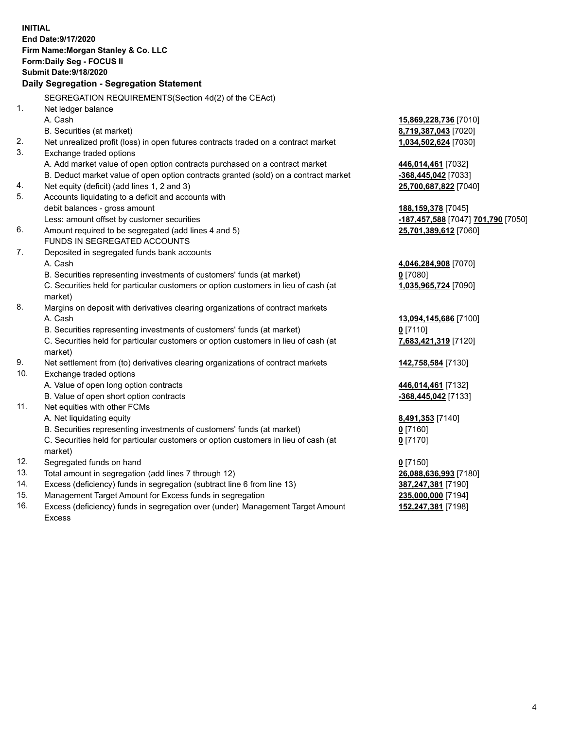**INITIAL**
**End Date:9/17/2020**
**Firm Name:Morgan Stanley & Co. LLC**
**Form:Daily Seg - FOCUS II**
**Submit Date:9/18/2020**

## Daily Segregation - Segregation Statement

| | | |
|---|---|---|
| | SEGREGATION REQUIREMENTS(Section 4d(2) of the CEAct) | |
| 1. | Net ledger balance | |
| | A. Cash | **15,869,228,736** [7010] |
| | B. Securities (at market) | **8,719,387,043** [7020] |
| 2. | Net unrealized profit (loss) in open futures contracts traded on a contract market | **1,034,502,624** [7030] |
| 3. | Exchange traded options | |
| | A. Add market value of open option contracts purchased on a contract market | **446,014,461** [7032] |
| | B. Deduct market value of open option contracts granted (sold) on a contract market | **-368,445,042** [7033] |
| 4. | Net equity (deficit) (add lines 1, 2 and 3) | **25,700,687,822** [7040] |
| 5. | Accounts liquidating to a deficit and accounts with | |
| | debit balances - gross amount | **188,159,378** [7045] |
| | Less: amount offset by customer securities | **-187,457,588** [7047] **701,790** [7050] |
| 6. | Amount required to be segregated (add lines 4 and 5) | **25,701,389,612** [7060] |
| | FUNDS IN SEGREGATED ACCOUNTS | |
| 7. | Deposited in segregated funds bank accounts | |
| | A. Cash | **4,046,284,908** [7070] |
| | B. Securities representing investments of customers' funds (at market) | **0** [7080] |
| | C. Securities held for particular customers or option customers in lieu of cash (at market) | **1,035,965,724** [7090] |
| 8. | Margins on deposit with derivatives clearing organizations of contract markets | |
| | A. Cash | **13,094,145,686** [7100] |
| | B. Securities representing investments of customers' funds (at market) | **0** [7110] |
| | C. Securities held for particular customers or option customers in lieu of cash (at market) | **7,683,421,319** [7120] |
| 9. | Net settlement from (to) derivatives clearing organizations of contract markets | **142,758,584** [7130] |
| 10. | Exchange traded options | |
| | A. Value of open long option contracts | **446,014,461** [7132] |
| | B. Value of open short option contracts | **-368,445,042** [7133] |
| 11. | Net equities with other FCMs | |
| | A. Net liquidating equity | **8,491,353** [7140] |
| | B. Securities representing investments of customers' funds (at market) | **0** [7160] |
| | C. Securities held for particular customers or option customers in lieu of cash (at market) | **0** [7170] |
| 12. | Segregated funds on hand | **0** [7150] |
| 13. | Total amount in segregation (add lines 7 through 12) | **26,088,636,993** [7180] |
| 14. | Excess (deficiency) funds in segregation (subtract line 6 from line 13) | **387,247,381** [7190] |
| 15. | Management Target Amount for Excess funds in segregation | **235,000,000** [7194] |
| 16. | Excess (deficiency) funds in segregation over (under) Management Target Amount Excess | **152,247,381** [7198] |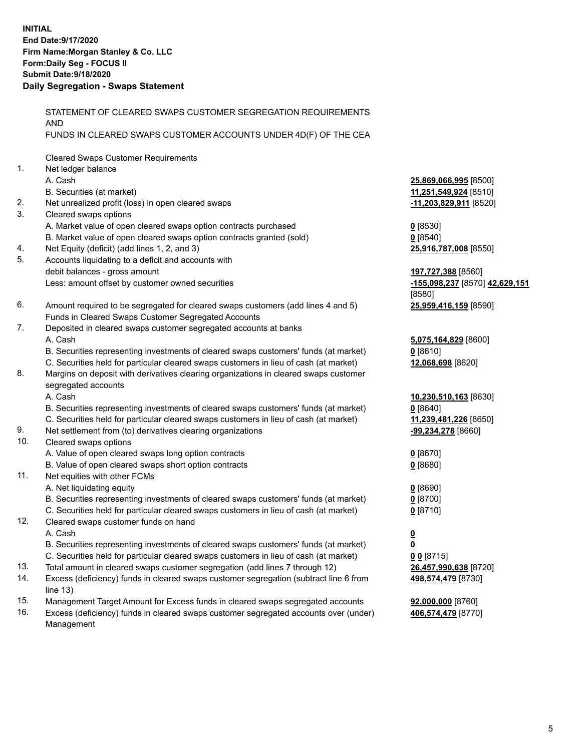**INITIAL**
**End Date:9/17/2020**
**Firm Name:Morgan Stanley & Co. LLC**
**Form:Daily Seg - FOCUS II**
**Submit Date:9/18/2020**
**Daily Segregation - Swaps Statement**

STATEMENT OF CLEARED SWAPS CUSTOMER SEGREGATION REQUIREMENTS AND FUNDS IN CLEARED SWAPS CUSTOMER ACCOUNTS UNDER 4D(F) OF THE CEA

| | | |
|---|---|---|
| | Cleared Swaps Customer Requirements | |
| 1. | Net ledger balance | |
| | A. Cash | **25,869,066,995** [8500] |
| | B. Securities (at market) | **11,251,549,924** [8510] |
| 2. | Net unrealized profit (loss) in open cleared swaps | **-11,203,829,911** [8520] |
| 3. | Cleared swaps options | |
| | A. Market value of open cleared swaps option contracts purchased | **0** [8530] |
| | B. Market value of open cleared swaps option contracts granted (sold) | **0** [8540] |
| 4. | Net Equity (deficit) (add lines 1, 2, and 3) | **25,916,787,008** [8550] |
| 5. | Accounts liquidating to a deficit and accounts with debit balances - gross amount | **197,727,388** [8560] |
| | Less: amount offset by customer owned securities | **-155,098,237** [8570] **42,629,151** [8580] |
| 6. | Amount required to be segregated for cleared swaps customers (add lines 4 and 5) | **25,959,416,159** [8590] |
| | Funds in Cleared Swaps Customer Segregated Accounts | |
| 7. | Deposited in cleared swaps customer segregated accounts at banks | |
| | A. Cash | **5,075,164,829** [8600] |
| | B. Securities representing investments of cleared swaps customers' funds (at market) | **0** [8610] |
| | C. Securities held for particular cleared swaps customers in lieu of cash (at market) | **12,068,698** [8620] |
| 8. | Margins on deposit with derivatives clearing organizations in cleared swaps customer segregated accounts | |
| | A. Cash | **10,230,510,163** [8630] |
| | B. Securities representing investments of cleared swaps customers' funds (at market) | **0** [8640] |
| | C. Securities held for particular cleared swaps customers in lieu of cash (at market) | **11,239,481,226** [8650] |
| 9. | Net settlement from (to) derivatives clearing organizations | **-99,234,278** [8660] |
| 10. | Cleared swaps options | |
| | A. Value of open cleared swaps long option contracts | **0** [8670] |
| | B. Value of open cleared swaps short option contracts | **0** [8680] |
| 11. | Net equities with other FCMs | |
| | A. Net liquidating equity | **0** [8690] |
| | B. Securities representing investments of cleared swaps customers' funds (at market) | **0** [8700] |
| | C. Securities held for particular cleared swaps customers in lieu of cash (at market) | **0** [8710] |
| 12. | Cleared swaps customer funds on hand | |
| | A. Cash | **0** |
| | B. Securities representing investments of cleared swaps customers' funds (at market) | **0** |
| | C. Securities held for particular cleared swaps customers in lieu of cash (at market) | **0** **0** [8715] |
| 13. | Total amount in cleared swaps customer segregation (add lines 7 through 12) | **26,457,990,638** [8720] |
| 14. | Excess (deficiency) funds in cleared swaps customer segregation (subtract line 6 from line 13) | **498,574,479** [8730] |
| 15. | Management Target Amount for Excess funds in cleared swaps segregated accounts | **92,000,000** [8760] |
| 16. | Excess (deficiency) funds in cleared swaps customer segregated accounts over (under) Management | **406,574,479** [8770] |